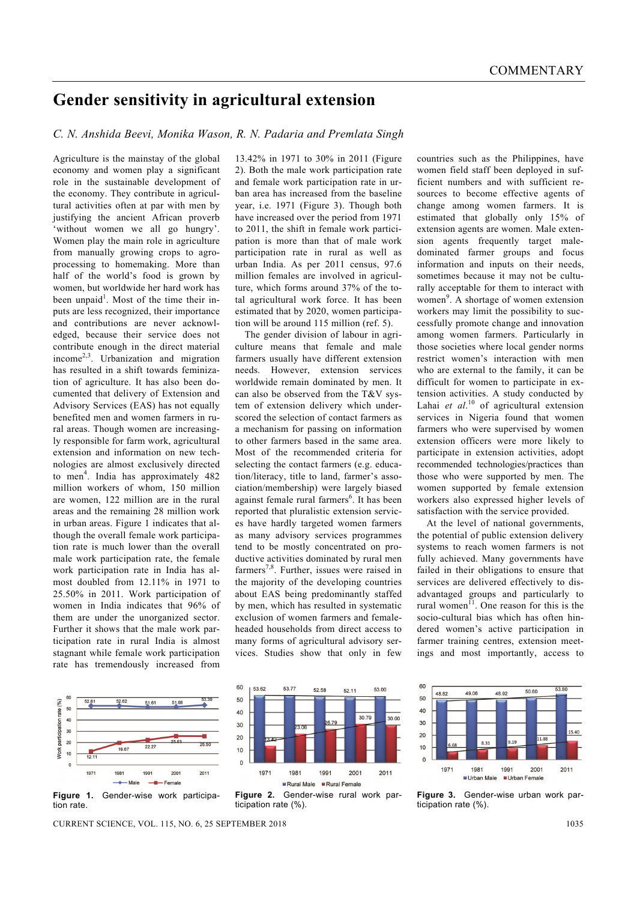# Gender sensitivity in agricultural extension

*C. N. Anshida Beevi, Monika Wason, R. N. Padaria and Premlata Singh*

Agriculture is the mainstay of the global economy and women play a significant role in the sustainable development of the economy. They contribute in agricultural activities often at par with men by justifying the ancient African proverb 'without women we all go hungry'. Women play the main role in agriculture from manually growing crops to agro-processing to homemaking. More than half of the world's food is grown by women, but worldwide her hard work has been unpaid[1]. Most of the time their inputs are less recognized, their importance and contributions are never acknowledged, because their service does not contribute enough in the direct material income[2,3]. Urbanization and migration has resulted in a shift towards feminization of agriculture. It has also been documented that delivery of Extension and Advisory Services (EAS) has not equally benefited men and women farmers in rural areas. Though women are increasingly responsible for farm work, agricultural extension and information on new technologies are almost exclusively directed to men[4]. India has approximately 482 million workers of whom, 150 million are women, 122 million are in the rural areas and the remaining 28 million work in urban areas. Figure 1 indicates that although the overall female work participation rate is much lower than the overall male work participation rate, the female work participation rate in India has almost doubled from 12.11% in 1971 to 25.50% in 2011. Work participation of women in India indicates that 96% of them are under the unorganized sector. Further it shows that the male work participation rate in rural India is almost stagnant while female work participation rate has tremendously increased from 13.42% in 1971 to 30% in 2011 (Figure 2). Both the male work participation rate and female work participation rate in urban area has increased from the baseline year, i.e. 1971 (Figure 3). Though both have increased over the period from 1971 to 2011, the shift in female work participation is more than that of male work participation rate in rural as well as urban India. As per 2011 census, 97.6 million females are involved in agriculture, which forms around 37% of the total agricultural work force. It has been estimated that by 2020, women participation will be around 115 million (ref. 5).

The gender division of labour in agriculture means that female and male farmers usually have different extension needs. However, extension services worldwide remain dominated by men. It can also be observed from the T&V system of extension delivery which underscored the selection of contact farmers as a mechanism for passing on information to other farmers based in the same area. Most of the recommended criteria for selecting the contact farmers (e.g. education/literacy, title to land, farmer's association/membership) were largely biased against female rural farmers[6]. It has been reported that pluralistic extension services have hardly targeted women farmers as many advisory services programmes tend to be mostly concentrated on productive activities dominated by rural men farmers[7,8]. Further, issues were raised in the majority of the developing countries about EAS being predominantly staffed by men, which has resulted in systematic exclusion of women farmers and female-headed households from direct access to many forms of agricultural advisory services. Studies show that only in few countries such as the Philippines, have women field staff been deployed in sufficient numbers and with sufficient resources to become effective agents of change among women farmers. It is estimated that globally only 15% of extension agents are women. Male extension agents frequently target male-dominated farmer groups and focus information and inputs on their needs, sometimes because it may not be culturally acceptable for them to interact with women[9]. A shortage of women extension workers may limit the possibility to successfully promote change and innovation among women farmers. Particularly in those societies where local gender norms restrict women's interaction with men who are external to the family, it can be difficult for women to participate in extension activities. A study conducted by Lahai *et al.*[10] of agricultural extension services in Nigeria found that women farmers who were supervised by women extension officers were more likely to participate in extension activities, adopt recommended technologies/practices than those who were supported by men. The women supported by female extension workers also expressed higher levels of satisfaction with the service provided.

At the level of national governments, the potential of public extension delivery systems to reach women farmers is not fully achieved. Many governments have failed in their obligations to ensure that services are delivered effectively to disadvantaged groups and particularly to rural women[11]. One reason for this is the socio-cultural bias which has often hindered women's active participation in farmer training centres, extension meetings and most importantly, access to

| Year | Male (%) | Female (%) |
|---|---|---|
| 1971 | 52.61 | 12.11 |
| 1981 | 52.62 | 19.67 |
| 1991 | 51.61 | 22.27 |
| 2001 | 51.68 | 25.63 |
| 2011 | 53.30 | 25.50 |

**Figure 1.** Gender-wise work participation rate.

| Year | Rural Male | Rural Female |
|---|---|---|
| 1971 | 53.62 | 13.42 |
| 1981 | 53.77 | 23.06 |
| 1991 | 52.58 | 26.79 |
| 2001 | 52.11 | 30.79 |
| 2011 | 53.00 | 30.00 |

**Figure 2.** Gender-wise rural work participation rate (%).

| Year | Urban Male | Urban Female |
|---|---|---|
| 1971 | 48.82 | 6.68 |
| 1981 | 49.06 | 8.31 |
| 1991 | 48.92 | 9.19 |
| 2001 | 50.60 | 11.88 |
| 2011 | 53.80 | 15.40 |

**Figure 3.** Gender-wise urban work participation rate (%).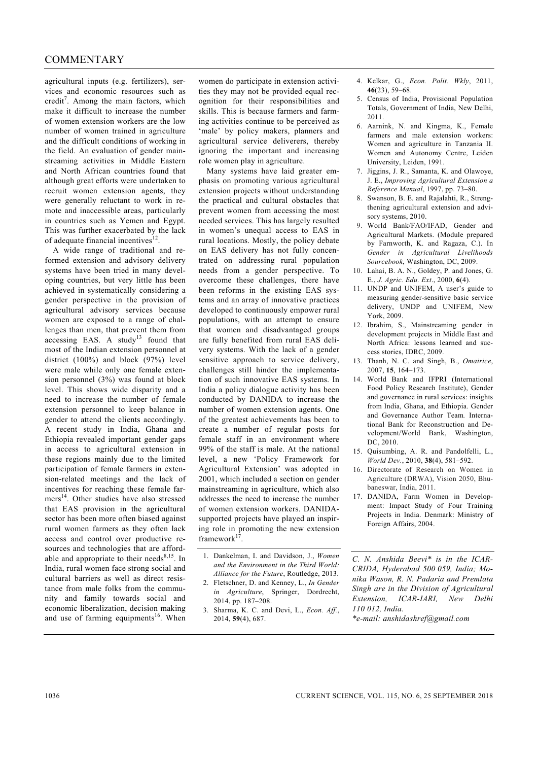agricultural inputs (e.g. fertilizers), services and economic resources such as credit[7]. Among the main factors, which make it difficult to increase the number of women extension workers are the low number of women trained in agriculture and the difficult conditions of working in the field. An evaluation of gender mainstreaming activities in Middle Eastern and North African countries found that although great efforts were undertaken to recruit women extension agents, they were generally reluctant to work in remote and inaccessible areas, particularly in countries such as Yemen and Egypt. This was further exacerbated by the lack of adequate financial incentives[12].

A wide range of traditional and reformed extension and advisory delivery systems have been tried in many developing countries, but very little has been achieved in systematically considering a gender perspective in the provision of agricultural advisory services because women are exposed to a range of challenges than men, that prevent them from accessing EAS. A study[13] found that most of the Indian extension personnel at district (100%) and block (97%) level were male while only one female extension personnel (3%) was found at block level. This shows wide disparity and a need to increase the number of female extension personnel to keep balance in gender to attend the clients accordingly. A recent study in India, Ghana and Ethiopia revealed important gender gaps in access to agricultural extension in these regions mainly due to the limited participation of female farmers in extension-related meetings and the lack of incentives for reaching these female farmers[14]. Other studies have also stressed that EAS provision in the agricultural sector has been more often biased against rural women farmers as they often lack access and control over productive resources and technologies that are affordable and appropriate to their needs[8,15]. In India, rural women face strong social and cultural barriers as well as direct resistance from male folks from the community and family towards social and economic liberalization, decision making and use of farming equipments[16]. When women do participate in extension activities they may not be provided equal recognition for their responsibilities and skills. This is because farmers and farming activities continue to be perceived as 'male' by policy makers, planners and agricultural service deliverers, thereby ignoring the important and increasing role women play in agriculture.

Many systems have laid greater emphasis on promoting various agricultural extension projects without understanding the practical and cultural obstacles that prevent women from accessing the most needed services. This has largely resulted in women's unequal access to EAS in rural locations. Mostly, the policy debate on EAS delivery has not fully concentrated on addressing rural population needs from a gender perspective. To overcome these challenges, there have been reforms in the existing EAS systems and an array of innovative practices developed to continuously empower rural populations, with an attempt to ensure that women and disadvantaged groups are fully benefited from rural EAS delivery systems. With the lack of a gender sensitive approach to service delivery, challenges still hinder the implementation of such innovative EAS systems. In India a policy dialogue activity has been conducted by DANIDA to increase the number of women extension agents. One of the greatest achievements has been to create a number of regular posts for female staff in an environment where 99% of the staff is male. At the national level, a new 'Policy Framework for Agricultural Extension' was adopted in 2001, which included a section on gender mainstreaming in agriculture, which also addresses the need to increase the number of women extension workers. DANIDA-supported projects have played an inspiring role in promoting the new extension framework[17].

1. Dankelman, I. and Davidson, J., *Women and the Environment in the Third World: Alliance for the Future*, Routledge, 2013.
2. Fletschner, D. and Kenney, L., *In Gender in Agriculture*, Springer, Dordrecht, 2014, pp. 187–208.
3. Sharma, K. C. and Devi, L., *Econ. Aff.*, 2014, **59**(4), 687.
4. Kelkar, G., *Econ. Polit. Wkly*, 2011, **46**(23), 59–68.
5. Census of India, Provisional Population Totals, Government of India, New Delhi, 2011.
6. Aarnink, N. and Kingma, K., Female farmers and male extension workers: Women and agriculture in Tanzania II. Women and Autonomy Centre, Leiden University, Leiden, 1991.
7. Jiggins, J. R., Samanta, K. and Olawoye, J. E., *Improving Agricultural Extension a Reference Manual*, 1997, pp. 73–80.
8. Swanson, B. E. and Rajalahti, R., Strengthening agricultural extension and advisory systems, 2010.
9. World Bank/FAO/IFAD, Gender and Agricultural Markets. (Module prepared by Farnworth, K. and Ragaza, C.). In *Gender in Agricultural Livelihoods Sourcebook*, Washington, DC, 2009.
10. Lahai, B. A. N., Goldey, P. and Jones, G. E., *J. Agric. Edu. Ext*., 2000, **6**(4).
11. UNDP and UNIFEM, A user's guide to measuring gender-sensitive basic service delivery, UNDP and UNIFEM, New York, 2009.
12. Ibrahim, S., Mainstreaming gender in development projects in Middle East and North Africa: lessons learned and success stories, IDRC, 2009.
13. Thanh, N. C. and Singh, B., *Omairice*, 2007, **15**, 164–173.
14. World Bank and IFPRI (International Food Policy Research Institute), Gender and governance in rural services: insights from India, Ghana, and Ethiopia. Gender and Governance Author Team. International Bank for Reconstruction and Development/World Bank, Washington, DC, 2010.
15. Quisumbing, A. R. and Pandolfelli, L., *World Dev.*, 2010, **38**(4), 581–592.
16. Directorate of Research on Women in Agriculture (DRWA), Vision 2050, Bhubaneswar, India, 2011.
17. DANIDA, Farm Women in Development: Impact Study of Four Training Projects in India. Denmark: Ministry of Foreign Affairs, 2004.

*C. N. Anshida Beevi\* is in the ICAR-CRIDA, Hyderabad 500 059, India; Monika Wason, R. N. Padaria and Premlata Singh are in the Division of Agricultural Extension, ICAR-IARI, New Delhi 110 012, India.*
*\*e-mail: anshidashref@gmail.com*